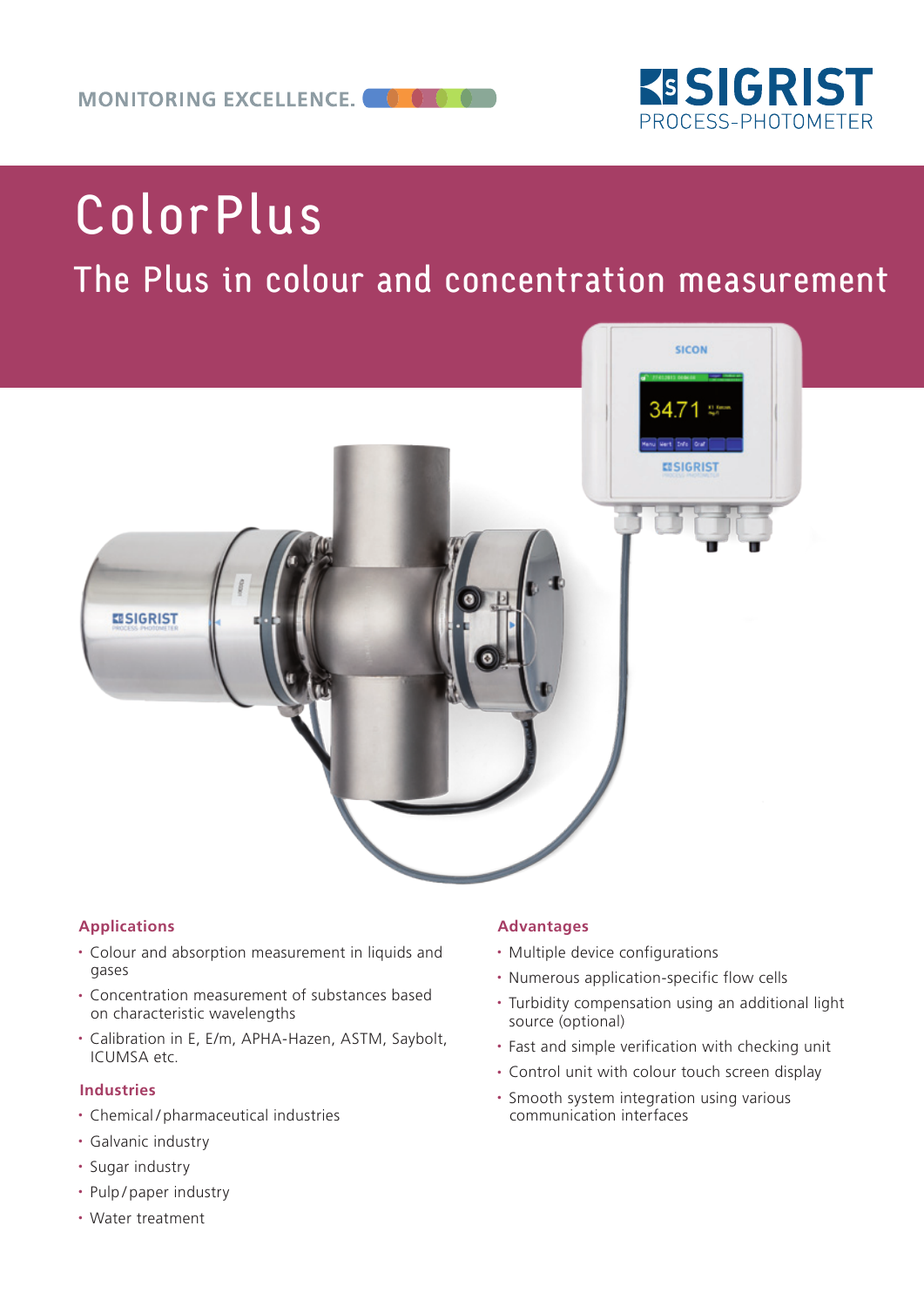MONITORING EXCELLENCE.

SIGRIST PROCESS-PHOTOMETER

# ColorPlus

## The Plus in colour and concentration measurement

### Applications

- Colour and absorption measurement in liquids and gases
- Concentration measurement of substances based on characteristic wavelengths
- Calibration in E, E/m, APHA-Hazen, ASTM, Saybolt, ICUMSA etc.

### Industries

- Chemical / pharmaceutical industries
- Galvanic industry
- Sugar industry
- Pulp / paper industry
- Water treatment

### Advantages

- Multiple device configurations
- Numerous application-specific flow cells
- Turbidity compensation using an additional light source (optional)
- Fast and simple verification with checking unit
- Control unit with colour touch screen display
- Smooth system integration using various communication interfaces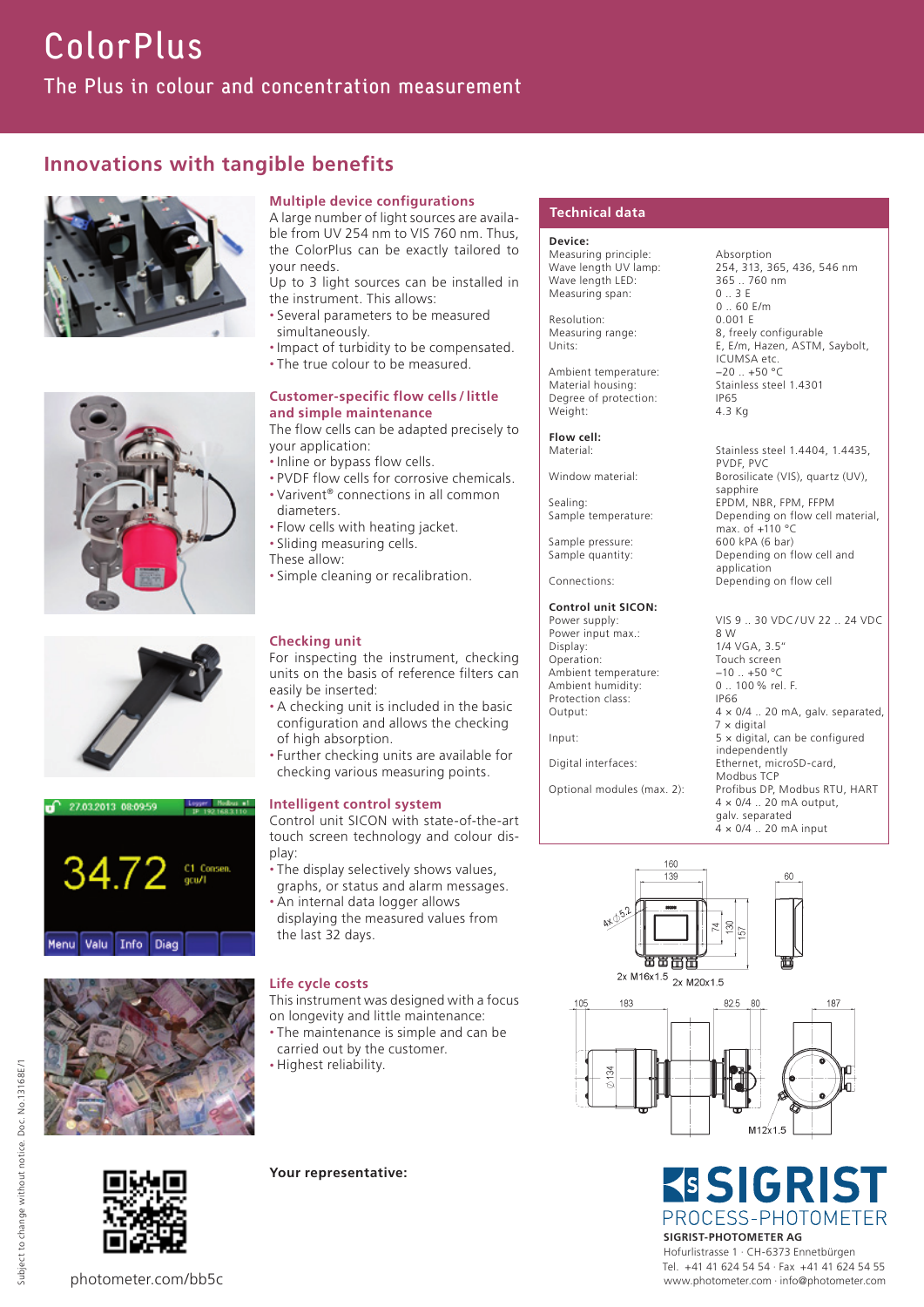# ColorPlus

The Plus in colour and concentration measurement

## Innovations with tangible benefits

### Multiple device configurations

A large number of light sources are available from UV 254 nm to VIS 760 nm. Thus, the ColorPlus can be exactly tailored to your needs.
Up to 3 light sources can be installed in the instrument. This allows:

- Several parameters to be measured simultaneously.
- Impact of turbidity to be compensated.
- The true colour to be measured.

### Customer-specific flow cells / little and simple maintenance

The flow cells can be adapted precisely to your application:

- Inline or bypass flow cells.
- PVDF flow cells for corrosive chemicals.
- Varivent® connections in all common diameters.
- Flow cells with heating jacket.
- Sliding measuring cells.

These allow:

- Simple cleaning or recalibration.

### Checking unit

For inspecting the instrument, checking units on the basis of reference filters can easily be inserted:

- A checking unit is included in the basic configuration and allows the checking of high absorption.
- Further checking units are available for checking various measuring points.

### Intelligent control system

Control unit SICON with state-of-the-art touch screen technology and colour display:

- The display selectively shows values, graphs, or status and alarm messages.
- An internal data logger allows displaying the measured values from the last 32 days.

### Life cycle costs

This instrument was designed with a focus on longevity and little maintenance:

- The maintenance is simple and can be carried out by the customer.
- Highest reliability.

## Technical data

| | |
|---|---|
| **Device:** | |
| Measuring principle: | Absorption |
| Wave length UV lamp: | 254, 313, 365, 436, 546 nm |
| Wave length LED: | 365 .. 760 nm |
| Measuring span: | 0 .. 3 E<br>0 .. 60 E/m |
| Resolution: | 0.001 E |
| Measuring range: | 8, freely configurable |
| Units: | E, E/m, Hazen, ASTM, Saybolt, ICUMSA etc. |
| Ambient temperature: | −20 .. +50 °C |
| Material housing: | Stainless steel 1.4301 |
| Degree of protection: | IP65 |
| Weight: | 4.3 Kg |
| **Flow cell:** | |
| Material: | Stainless steel 1.4404, 1.4435, PVDF, PVC |
| Window material: | Borosilicate (VIS), quartz (UV), sapphire |
| Sealing: | EPDM, NBR, FPM, FFPM |
| Sample temperature: | Depending on flow cell material, max. of +110 °C |
| Sample pressure: | 600 kPA (6 bar) |
| Sample quantity: | Depending on flow cell and application |
| Connections: | Depending on flow cell |
| **Control unit SICON:** | |
| Power supply: | VIS 9 .. 30 VDC / UV 22 .. 24 VDC |
| Power input max.: | 8 W |
| Display: | 1/4 VGA, 3.5" |
| Operation: | Touch screen |
| Ambient temperature: | −10 .. +50 °C |
| Ambient humidity: | 0 .. 100 % rel. F. |
| Protection class: | IP66 |
| Output: | 4 × 0/4 .. 20 mA, galv. separated, 7 × digital |
| Input: | 5 × digital, can be configured independently |
| Digital interfaces: | Ethernet, microSD-card, Modbus TCP |
| Optional modules (max. 2): | Profibus DP, Modbus RTU, HART<br>4 × 0/4 .. 20 mA output, galv. separated<br>4 × 0/4 .. 20 mA input |

160
139
60
4x ∅5.2
74
130
157
2x M16x1.5
2x M20x1.5
105
183
82.5
80
187
∅134
M12x1.5

photometer.com/bb5c

**Your representative:**

SIGRIST PROCESS-PHOTOMETER

**SIGRIST-PHOTOMETER AG**
Hofurlistrasse 1 · CH-6373 Ennetbürgen
Tel. +41 41 624 54 54 · Fax +41 41 624 54 55
www.photometer.com · info@photometer.com

Subject to change without notice. Doc. No.13168E/1